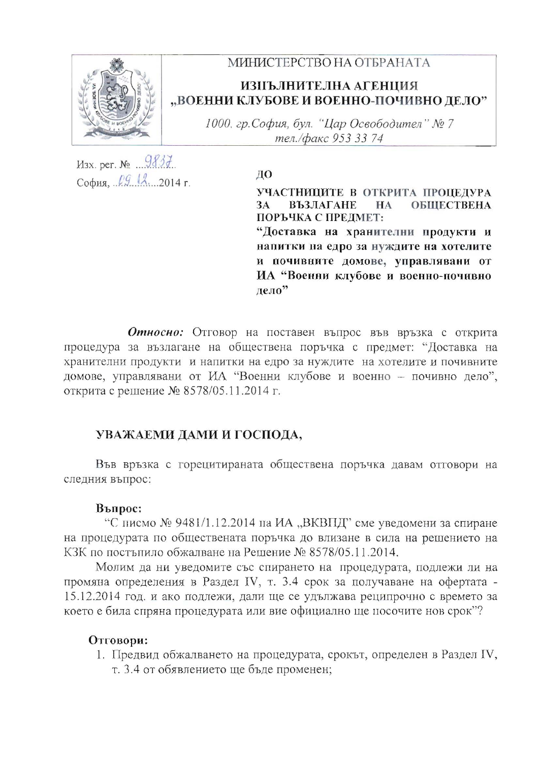МИНИСТЕРСТВО НА ОТБРАНАТА

**ИЗПЪЛНИТЕЛНА АГЕНЦИЯ**
**„ВОЕННИ КЛУБОВЕ И ВОЕННО-ПОЧИВНО ДЕЛО"**

*1000, гр.София, бул. "Цар Освободител" № 7*
*тел./факс 953 33 74*

Изх. рег. № ...9837...
София, ..09.12....2014 г.

**ДО**

**УЧАСТНИЦИТЕ В ОТКРИТА ПРОЦЕДУРА ЗА ВЪЗЛАГАНЕ НА ОБЩЕСТВЕНА ПОРЪЧКА С ПРЕДМЕТ:**
**"Доставка на хранителни продукти и напитки на едро за нуждите на хотелите и почивните домове, управлявани от ИА "Военни клубове и военно-почивно дело"**

***Относно:*** Отговор на поставен въпрос във връзка с открита процедура за възлагане на обществена поръчка с предмет: "Доставка на хранителни продукти и напитки на едро за нуждите на хотелите и почивните домове, управлявани от ИА "Военни клубове и военно – почивно дело", открита с решение № 8578/05.11.2014 г.

## УВАЖАЕМИ ДАМИ И ГОСПОДА,

Във връзка с горецитираната обществена поръчка давам отговори на следния въпрос:

**Въпрос:**

"С писмо № 9481/1.12.2014 на ИА „ВКВПД" сме уведомени за спиране на процедурата по обществената поръчка до влизане в сила на решението на КЗК по постъпило обжалване на Решение № 8578/05.11.2014.

Молим да ни уведомите със спирането на процедурата, подлежи ли на промяна определения в Раздел IV, т. 3.4 срок за получаване на офертата - 15.12.2014 год. и ако подлежи, дали ще се удължава реципрочно с времето за което е била спряна процедурата или вие официално ще посочите нов срок"?

**Отговори:**

1. Предвид обжалването на процедурата, срокът, определен в Раздел IV, т. 3.4 от обявлението ще бъде променен;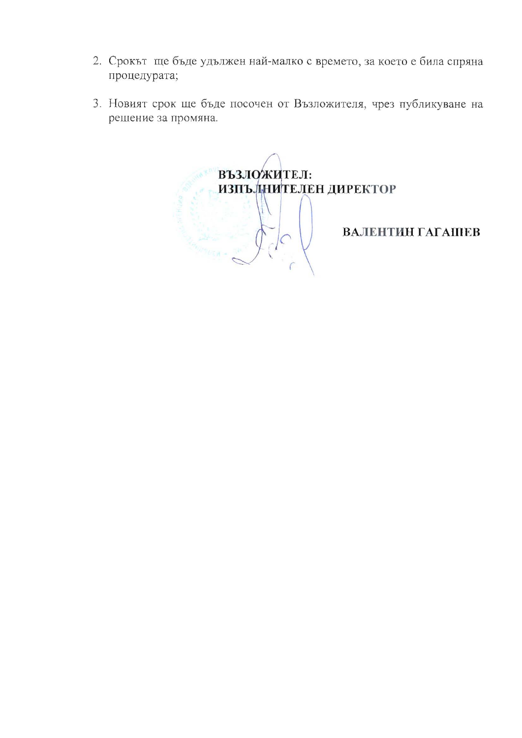2. Срокът ще бъде удължен най-малко с времето, за което е била спряна процедурата;

3. Новият срок ще бъде посочен от Възложителя, чрез публикуване на решение за промяна.

**ВЪЗЛОЖИТЕЛ:**
**ИЗПЪЛНИТЕЛЕН ДИРЕКТОР**

**ВАЛЕНТИН ГАГАШЕВ**